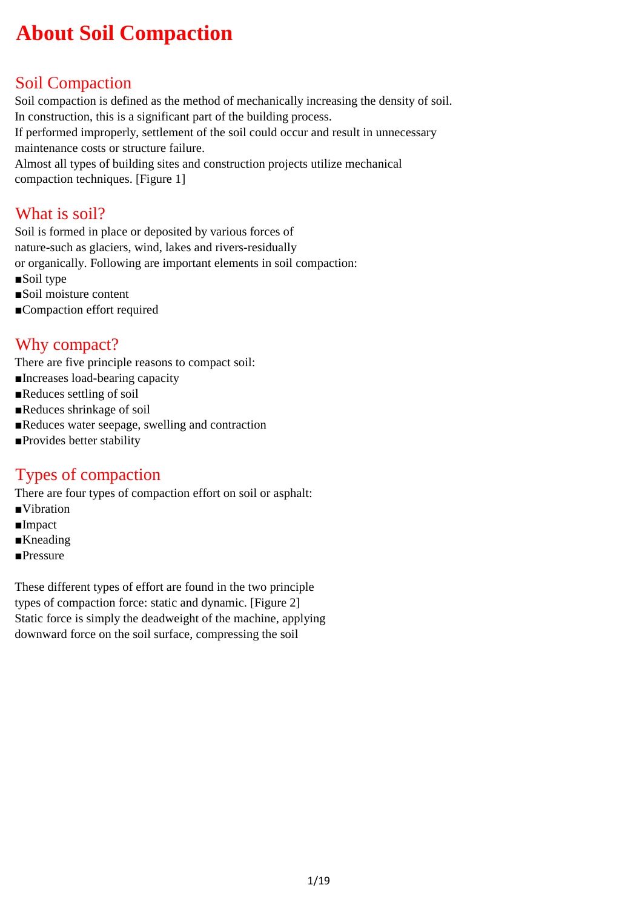# About Soil Compaction

## Soil Compaction

Soil compaction is defined as the method of mechanically increasing the density of soil.
In construction, this is a significant part of the building process.
If performed improperly, settlement of the soil could occur and result in unnecessary maintenance costs or structure failure.
Almost all types of building sites and construction projects utilize mechanical compaction techniques. [Figure 1]

## What is soil?

Soil is formed in place or deposited by various forces of nature-such as glaciers, wind, lakes and rivers-residually or organically. Following are important elements in soil compaction:

- Soil type
- Soil moisture content
- Compaction effort required

## Why compact?

There are five principle reasons to compact soil:

- Increases load-bearing capacity
- Reduces settling of soil
- Reduces shrinkage of soil
- Reduces water seepage, swelling and contraction
- Provides better stability

## Types of compaction

There are four types of compaction effort on soil or asphalt:

- Vibration
- Impact
- Kneading
- Pressure

These different types of effort are found in the two principle types of compaction force: static and dynamic. [Figure 2]
Static force is simply the deadweight of the machine, applying downward force on the soil surface, compressing the soil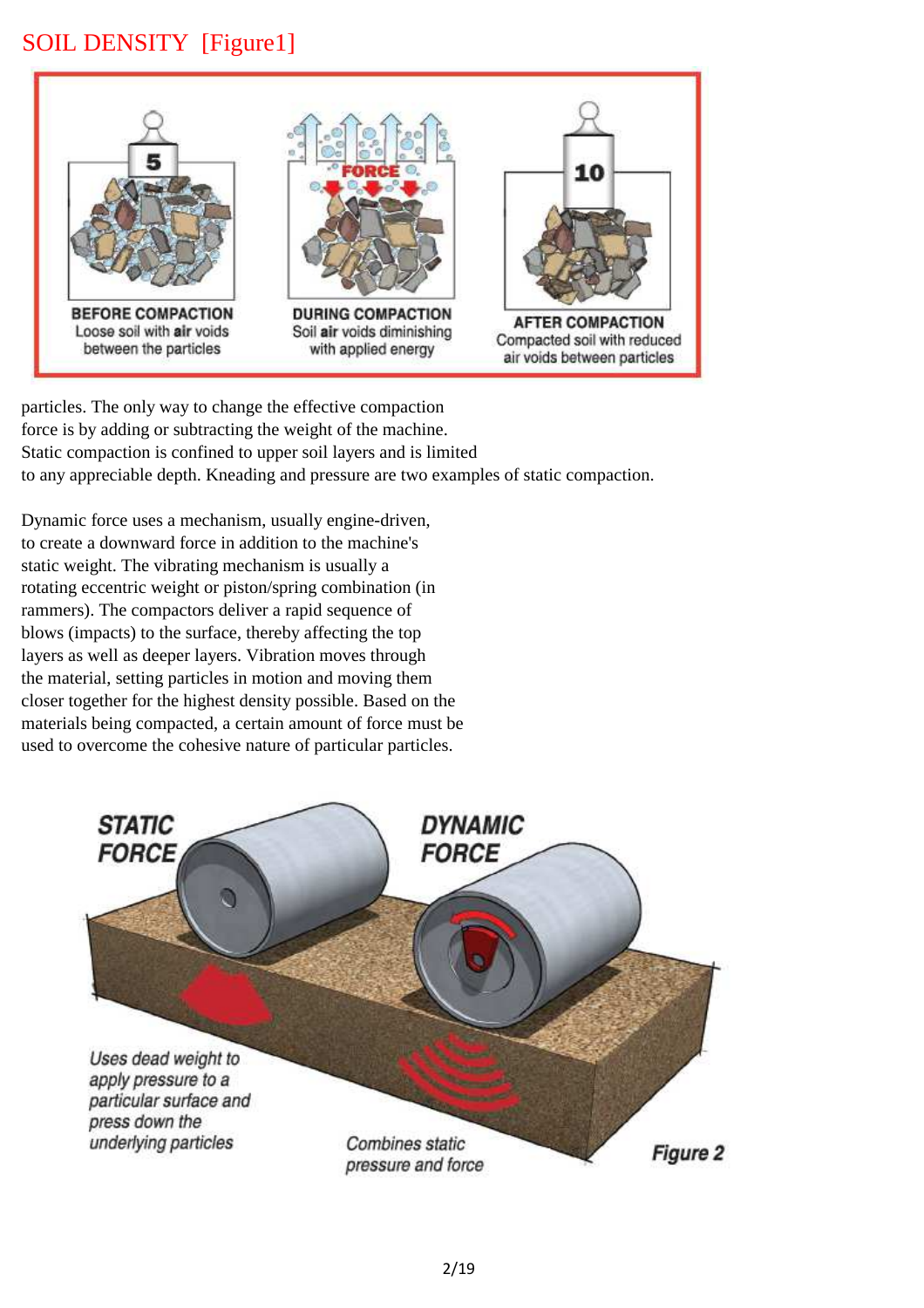# SOIL DENSITY [Figure1]

BEFORE COMPACTION
Loose soil with **air** voids between the particles

DURING COMPACTION
Soil **air** voids diminishing with applied energy

AFTER COMPACTION
Compacted soil with reduced air voids between particles

particles. The only way to change the effective compaction force is by adding or subtracting the weight of the machine. Static compaction is confined to upper soil layers and is limited to any appreciable depth. Kneading and pressure are two examples of static compaction.

Dynamic force uses a mechanism, usually engine-driven, to create a downward force in addition to the machine's static weight. The vibrating mechanism is usually a rotating eccentric weight or piston/spring combination (in rammers). The compactors deliver a rapid sequence of blows (impacts) to the surface, thereby affecting the top layers as well as deeper layers. Vibration moves through the material, setting particles in motion and moving them closer together for the highest density possible. Based on the materials being compacted, a certain amount of force must be used to overcome the cohesive nature of particular particles.

*STATIC FORCE* — *Uses dead weight to apply pressure to a particular surface and press down the underlying particles*

*DYNAMIC FORCE* — *Combines static pressure and force*

*Figure 2*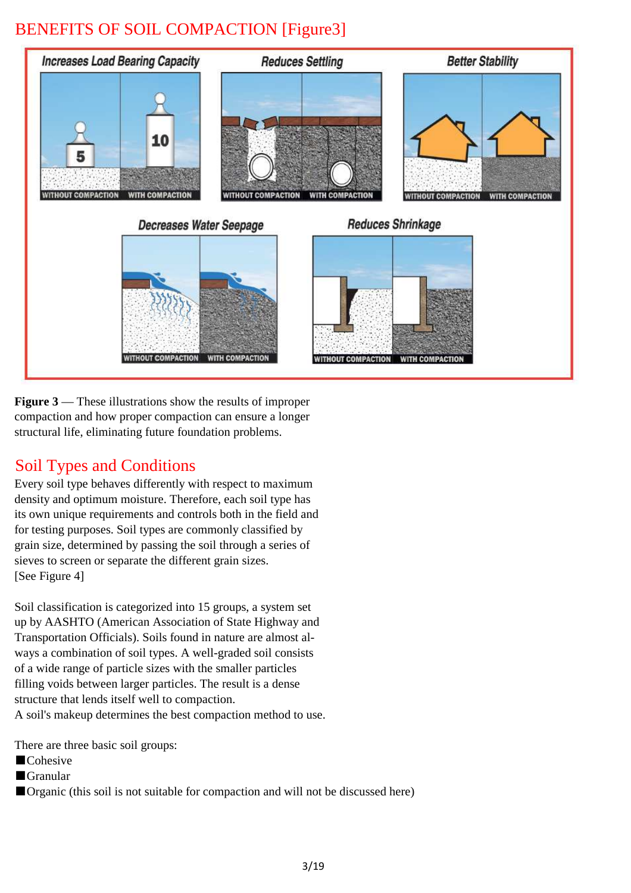## BENEFITS OF SOIL COMPACTION [Figure3]

**Figure 3** — These illustrations show the results of improper compaction and how proper compaction can ensure a longer structural life, eliminating future foundation problems.

## Soil Types and Conditions

Every soil type behaves differently with respect to maximum density and optimum moisture. Therefore, each soil type has its own unique requirements and controls both in the field and for testing purposes. Soil types are commonly classified by grain size, determined by passing the soil through a series of sieves to screen or separate the different grain sizes. [See Figure 4]

Soil classification is categorized into 15 groups, a system set up by AASHTO (American Association of State Highway and Transportation Officials). Soils found in nature are almost always a combination of soil types. A well-graded soil consists of a wide range of particle sizes with the smaller particles filling voids between larger particles. The result is a dense structure that lends itself well to compaction.
A soil's makeup determines the best compaction method to use.

There are three basic soil groups:

- Cohesive
- Granular
- Organic (this soil is not suitable for compaction and will not be discussed here)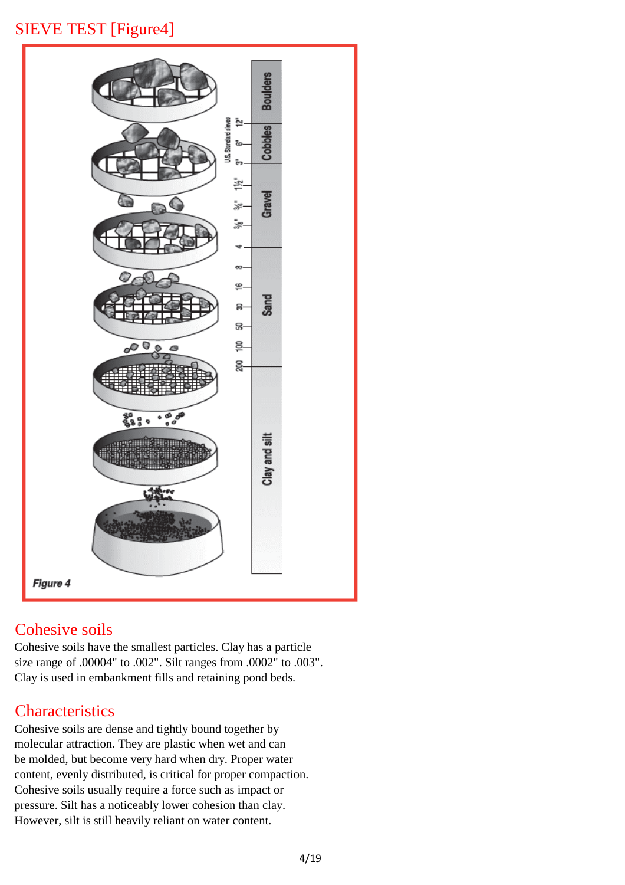## SIEVE TEST [Figure4]

Figure 4

## Cohesive soils

Cohesive soils have the smallest particles. Clay has a particle size range of .00004" to .002". Silt ranges from .0002" to .003". Clay is used in embankment fills and retaining pond beds.

## Characteristics

Cohesive soils are dense and tightly bound together by molecular attraction. They are plastic when wet and can be molded, but become very hard when dry. Proper water content, evenly distributed, is critical for proper compaction. Cohesive soils usually require a force such as impact or pressure. Silt has a noticeably lower cohesion than clay. However, silt is still heavily reliant on water content.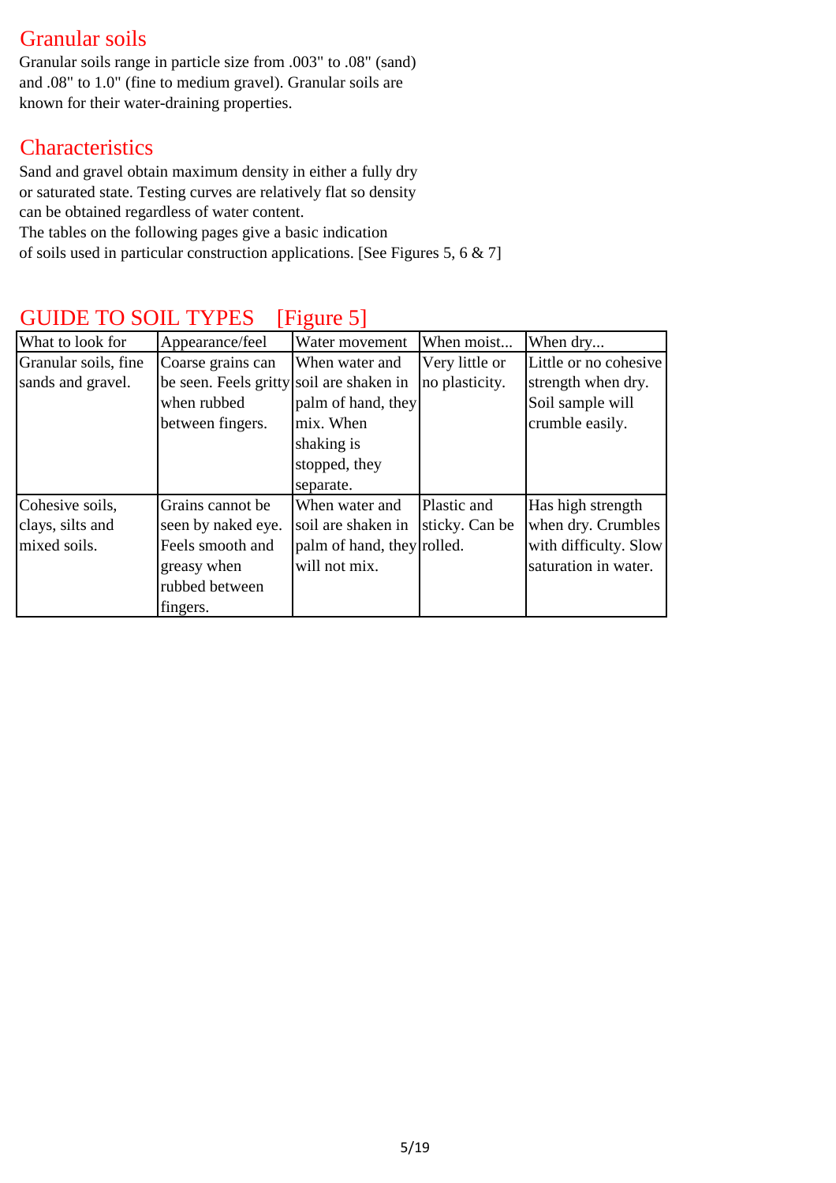## Granular soils

Granular soils range in particle size from .003" to .08" (sand) and .08" to 1.0" (fine to medium gravel). Granular soils are known for their water-draining properties.

## Characteristics

Sand and gravel obtain maximum density in either a fully dry or saturated state. Testing curves are relatively flat so density can be obtained regardless of water content.
The tables on the following pages give a basic indication of soils used in particular construction applications. [See Figures 5, 6 & 7]

## GUIDE TO SOIL TYPES [Figure 5]

| What to look for | Appearance/feel | Water movement | When moist... | When dry... |
|---|---|---|---|---|
| Granular soils, fine sands and gravel. | Coarse grains can be seen. Feels gritty when rubbed between fingers. | When water and soil are shaken in palm of hand, they mix. When shaking is stopped, they separate. | Very little or no plasticity. | Little or no cohesive strength when dry. Soil sample will crumble easily. |
| Cohesive soils, clays, silts and mixed soils. | Grains cannot be seen by naked eye. Feels smooth and greasy when rubbed between fingers. | When water and soil are shaken in palm of hand, they will not mix. | Plastic and sticky. Can be rolled. | Has high strength when dry. Crumbles with difficulty. Slow saturation in water. |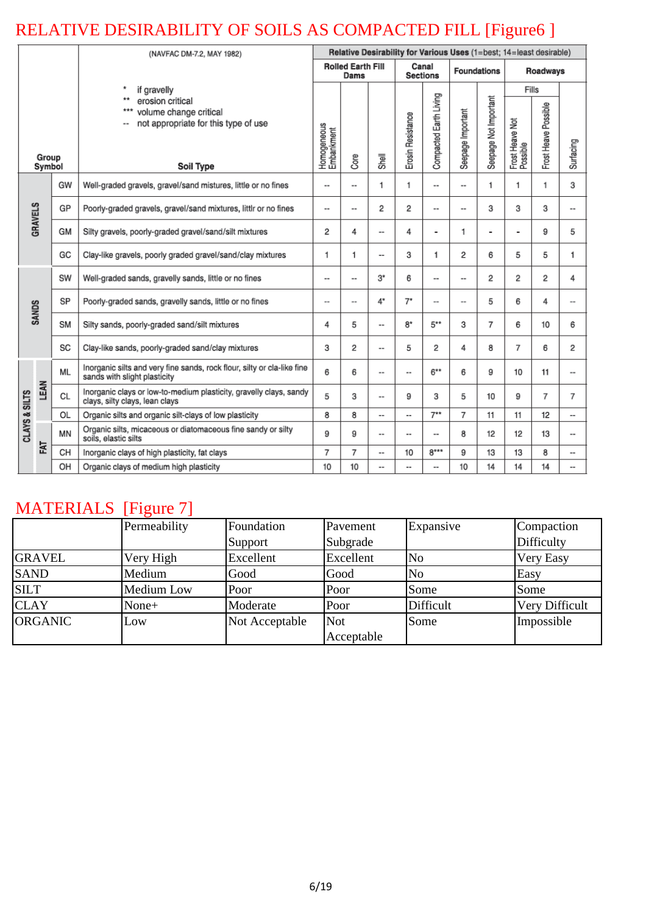# RELATIVE DESIRABILITY OF SOILS AS COMPACTED FILL [Figure6 ]

(NAVFAC DM-7.2, MAY 1982)

\* if gravelly
\*\* erosion critical
\*\*\* volume change critical
-- not appropriate for this type of use

| Group | | Symbol | Soil Type | Relative Desirability for Various Uses (1=best; 14=least desirable) | | | | | | | | | |
|---|---|---|---|---|---|---|---|---|---|---|---|---|---|
| | | | | Rolled Earth Fill Dams | | | Canal Sections | | Foundations | | Roadways | | |
| | | | | | | | | | | | Fills | | |
| | | | | Homogeneous Embankment | Core | Shell | Erosin Resistance | Compacted Earth Living | Seepage Important | Seepage Not Important | Frost Heave Not Possible | Frost Heave Possible | Surfacing |
| GRAVELS | | GW | Well-graded gravels, gravel/sand mistures, little or no fines | -- | -- | 1 | 1 | -- | -- | 1 | 1 | 1 | 3 |
| | | GP | Poorly-graded gravels, gravel/sand mixtures, littlr or no fines | -- | -- | 2 | 2 | -- | -- | 3 | 3 | 3 | -- |
| | | GM | Silty gravels, poorly-graded gravel/sand/silt mixtures | 2 | 4 | -- | 4 | - | 1 | - | - | 9 | 5 |
| | | GC | Clay-like gravels, poorly graded gravel/sand/clay mixtures | 1 | 1 | -- | 3 | 1 | 2 | 6 | 5 | 5 | 1 |
| SANDS | | SW | Well-graded sands, gravelly sands, little or no fines | -- | -- | 3* | 6 | -- | -- | 2 | 2 | 2 | 4 |
| | | SP | Poorly-graded sands, gravelly sands, little or no fines | -- | -- | 4* | 7* | -- | -- | 5 | 6 | 4 | -- |
| | | SM | Silty sands, poorly-graded sand/silt mixtures | 4 | 5 | -- | 8* | 5** | 3 | 7 | 6 | 10 | 6 |
| | | SC | Clay-like sands, poorly-graded sand/clay mixtures | 3 | 2 | -- | 5 | 2 | 4 | 8 | 7 | 6 | 2 |
| CLAYS & SILTS | LEAN | ML | Inorganic silts and very fine sands, rock flour, silty or cla-like fine sands with slight plasticity | 6 | 6 | -- | -- | 6** | 6 | 9 | 10 | 11 | -- |
| | | CL | Inorganic clays or low-to-medium plasticity, gravelly clays, sandy clays, silty clays, lean clays | 5 | 3 | -- | 9 | 3 | 5 | 10 | 9 | 7 | 7 |
| | | OL | Organic silts and organic silt-clays of low plasticity | 8 | 8 | -- | -- | 7** | 7 | 11 | 11 | 12 | -- |
| | FAT | MN | Organic silts, micaceous or diatomaceous fine sandy or silty soils, elastic silts | 9 | 9 | -- | -- | -- | 8 | 12 | 12 | 13 | -- |
| | | CH | Inorganic clays of high plasticity, fat clays | 7 | 7 | -- | 10 | 8*** | 9 | 13 | 13 | 8 | -- |
| | | OH | Organic clays of medium high plasticity | 10 | 10 | -- | -- | -- | 10 | 14 | 14 | 14 | -- |

# MATERIALS [Figure 7]

| | Permeability | Foundation Support | Pavement Subgrade | Expansive | Compaction Difficulty |
|---|---|---|---|---|---|
| GRAVEL | Very High | Excellent | Excellent | No | Very Easy |
| SAND | Medium | Good | Good | No | Easy |
| SILT | Medium Low | Poor | Poor | Some | Some |
| CLAY | None+ | Moderate | Poor | Difficult | Very Difficult |
| ORGANIC | Low | Not Acceptable | Not Acceptable | Some | Impossible |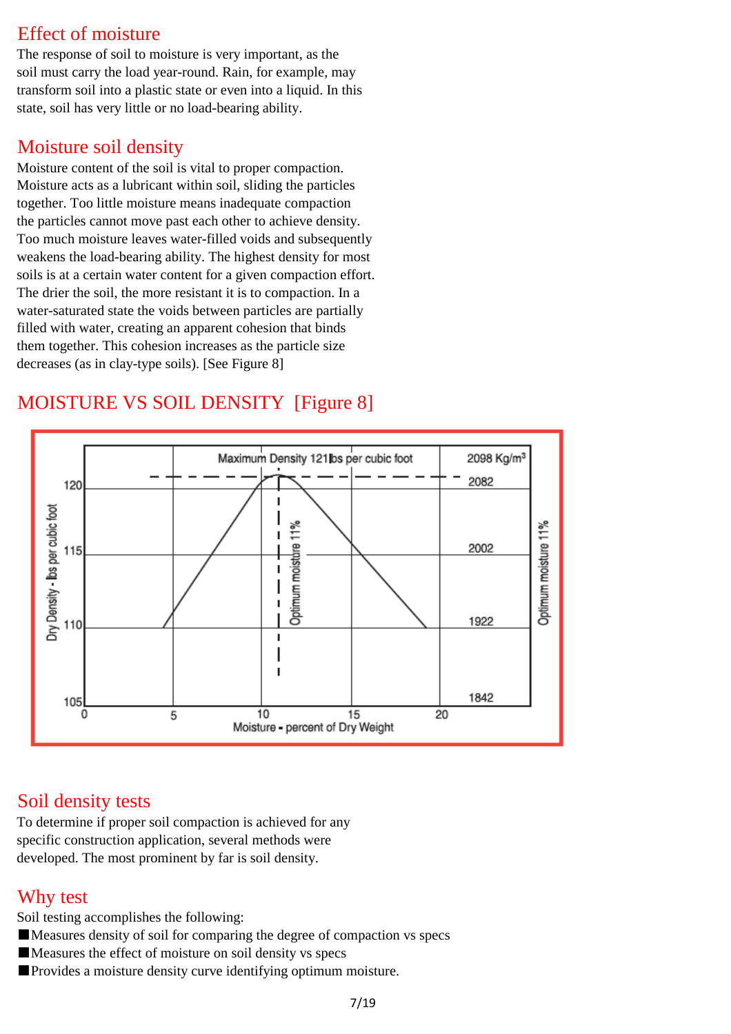## Effect of moisture

The response of soil to moisture is very important, as the soil must carry the load year-round. Rain, for example, may transform soil into a plastic state or even into a liquid. In this state, soil has very little or no load-bearing ability.

## Moisture soil density

Moisture content of the soil is vital to proper compaction. Moisture acts as a lubricant within soil, sliding the particles together. Too little moisture means inadequate compaction the particles cannot move past each other to achieve density. Too much moisture leaves water-filled voids and subsequently weakens the load-bearing ability. The highest density for most soils is at a certain water content for a given compaction effort. The drier the soil, the more resistant it is to compaction. In a water-saturated state the voids between particles are partially filled with water, creating an apparent cohesion that binds them together. This cohesion increases as the particle size decreases (as in clay-type soils). [See Figure 8]

## MOISTURE VS SOIL DENSITY [Figure 8]

Maximum Density 121lbs per cubic foot — 2098 Kg/m³

Optimum moisture 11%

Dry Density - lbs per cubic foot: 105, 110, 115, 120 (1842, 1922, 2002, 2082)

Moisture - percent of Dry Weight: 0, 5, 10, 15, 20

## Soil density tests

To determine if proper soil compaction is achieved for any specific construction application, several methods were developed. The most prominent by far is soil density.

## Why test

Soil testing accomplishes the following:

- Measures density of soil for comparing the degree of compaction vs specs
- Measures the effect of moisture on soil density vs specs
- Provides a moisture density curve identifying optimum moisture.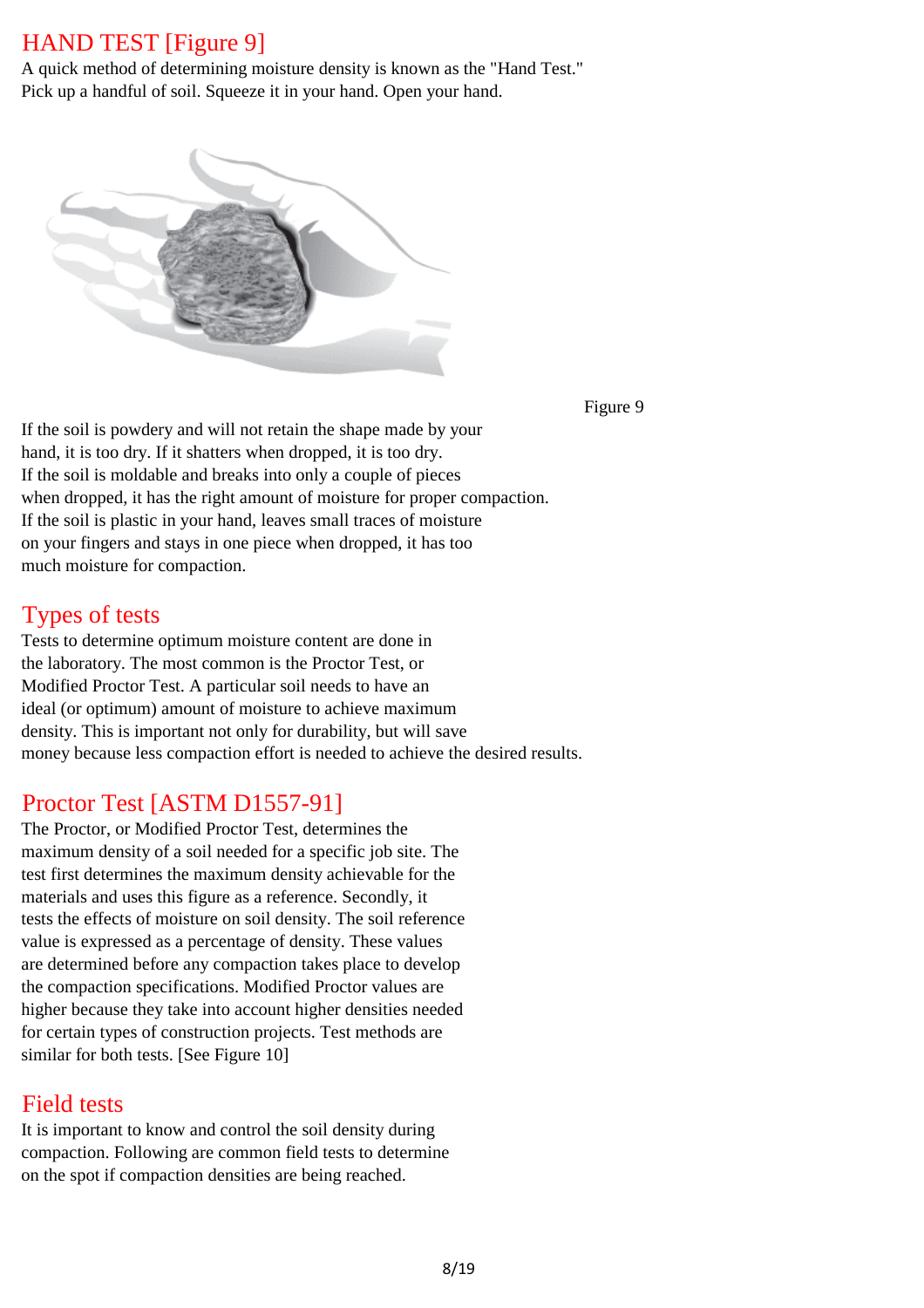## HAND TEST [Figure 9]

A quick method of determining moisture density is known as the "Hand Test." Pick up a handful of soil. Squeeze it in your hand. Open your hand.

Figure 9

If the soil is powdery and will not retain the shape made by your hand, it is too dry. If it shatters when dropped, it is too dry. If the soil is moldable and breaks into only a couple of pieces when dropped, it has the right amount of moisture for proper compaction. If the soil is plastic in your hand, leaves small traces of moisture on your fingers and stays in one piece when dropped, it has too much moisture for compaction.

## Types of tests

Tests to determine optimum moisture content are done in the laboratory. The most common is the Proctor Test, or Modified Proctor Test. A particular soil needs to have an ideal (or optimum) amount of moisture to achieve maximum density. This is important not only for durability, but will save money because less compaction effort is needed to achieve the desired results.

## Proctor Test [ASTM D1557-91]

The Proctor, or Modified Proctor Test, determines the maximum density of a soil needed for a specific job site. The test first determines the maximum density achievable for the materials and uses this figure as a reference. Secondly, it tests the effects of moisture on soil density. The soil reference value is expressed as a percentage of density. These values are determined before any compaction takes place to develop the compaction specifications. Modified Proctor values are higher because they take into account higher densities needed for certain types of construction projects. Test methods are similar for both tests. [See Figure 10]

## Field tests

It is important to know and control the soil density during compaction. Following are common field tests to determine on the spot if compaction densities are being reached.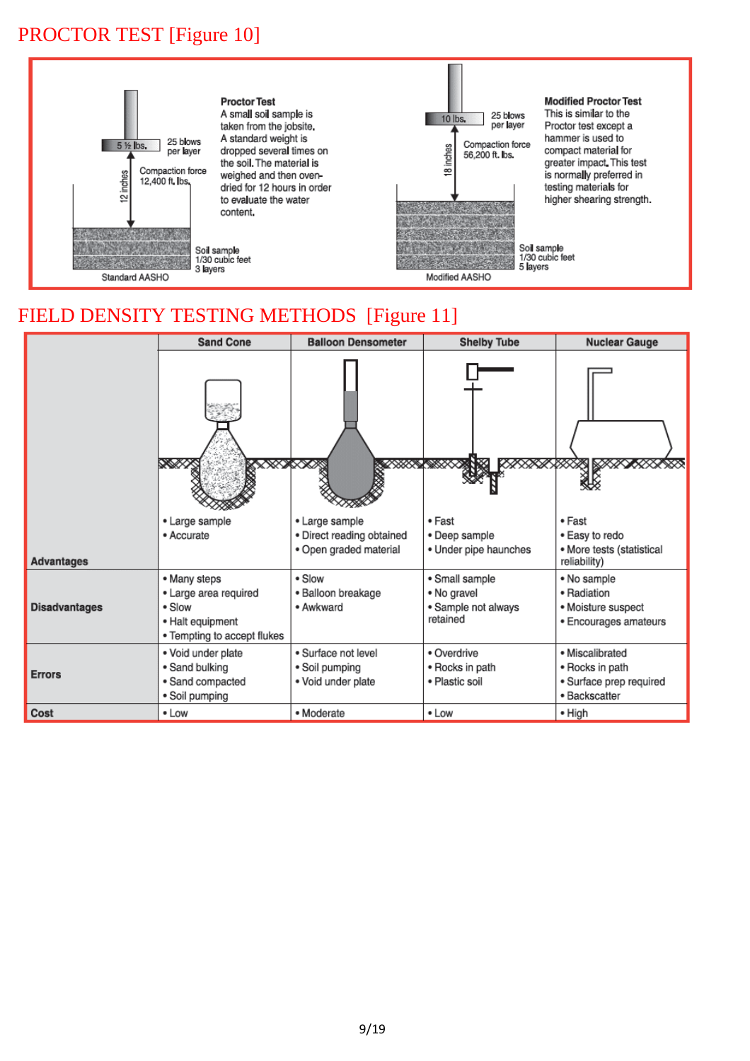# PROCTOR TEST [Figure 10]

5 ½ lbs.

25 blows per layer

12 inches

Compaction force 12,400 ft. lbs.

Soil sample 1/30 cubic feet 3 layers

Standard AASHO

**Proctor Test**
A small soil sample is taken from the jobsite. A standard weight is dropped several times on the soil. The material is weighed and then oven-dried for 12 hours in order to evaluate the water content.

10 lbs.

25 blows per layer

18 inches

Compaction force 56,200 ft. lbs.

Soil sample 1/30 cubic feet 5 layers

Modified AASHO

**Modified Proctor Test**
This is similar to the Proctor test except a hammer is used to compact material for greater impact. This test is normally preferred in testing materials for higher shearing strength.

# FIELD DENSITY TESTING METHODS [Figure 11]

| | Sand Cone | Balloon Densometer | Shelby Tube | Nuclear Gauge |
|---|---|---|---|---|
| **Advantages** | • Large sample<br>• Accurate | • Large sample<br>• Direct reading obtained<br>• Open graded material | • Fast<br>• Deep sample<br>• Under pipe haunches | • Fast<br>• Easy to redo<br>• More tests (statistical reliability) |
| **Disadvantages** | • Many steps<br>• Large area required<br>• Slow<br>• Halt equipment<br>• Tempting to accept flukes | • Slow<br>• Balloon breakage<br>• Awkward | • Small sample<br>• No gravel<br>• Sample not always retained | • No sample<br>• Radiation<br>• Moisture suspect<br>• Encourages amateurs |
| **Errors** | • Void under plate<br>• Sand bulking<br>• Sand compacted<br>• Soil pumping | • Surface not level<br>• Soil pumping<br>• Void under plate | • Overdrive<br>• Rocks in path<br>• Plastic soil | • Miscalibrated<br>• Rocks in path<br>• Surface prep required<br>• Backscatter |
| **Cost** | • Low | • Moderate | • Low | • High |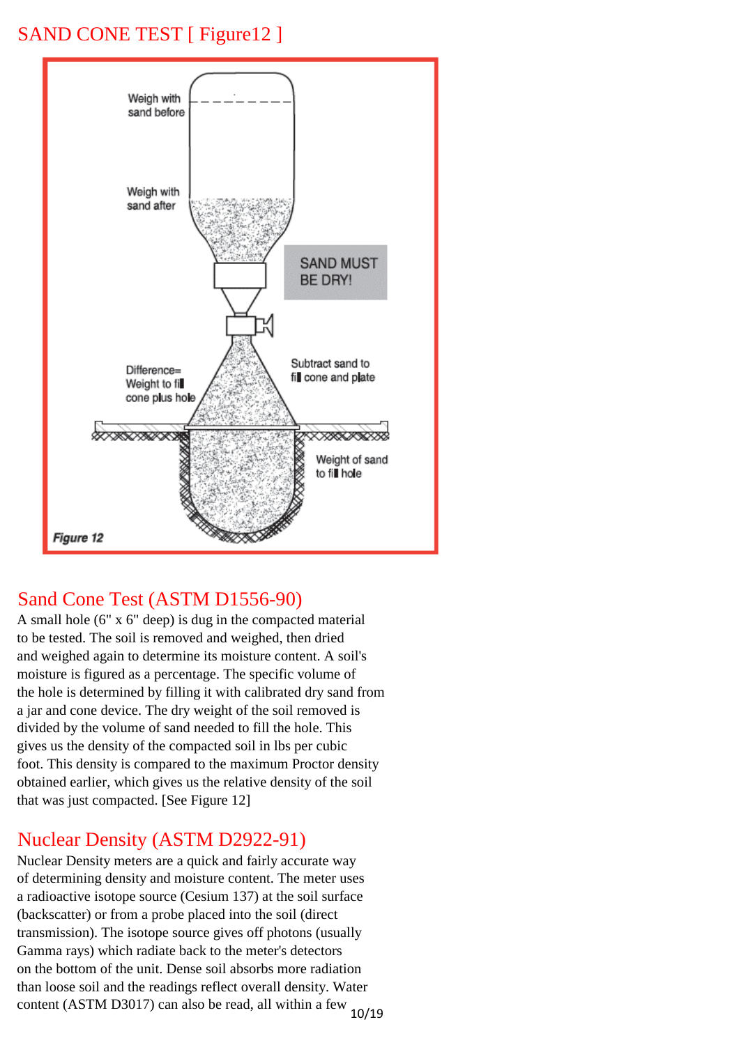# SAND CONE TEST [ Figure12 ]

Weigh with sand before

Weigh with sand after

SAND MUST BE DRY!

Difference= Weight to fill cone plus hole

Subtract sand to fill cone and plate

Weight of sand to fill hole

*Figure 12*

## Sand Cone Test (ASTM D1556-90)

A small hole (6" x 6" deep) is dug in the compacted material to be tested. The soil is removed and weighed, then dried and weighed again to determine its moisture content. A soil's moisture is figured as a percentage. The specific volume of the hole is determined by filling it with calibrated dry sand from a jar and cone device. The dry weight of the soil removed is divided by the volume of sand needed to fill the hole. This gives us the density of the compacted soil in lbs per cubic foot. This density is compared to the maximum Proctor density obtained earlier, which gives us the relative density of the soil that was just compacted. [See Figure 12]

## Nuclear Density (ASTM D2922-91)

Nuclear Density meters are a quick and fairly accurate way of determining density and moisture content. The meter uses a radioactive isotope source (Cesium 137) at the soil surface (backscatter) or from a probe placed into the soil (direct transmission). The isotope source gives off photons (usually Gamma rays) which radiate back to the meter's detectors on the bottom of the unit. Dense soil absorbs more radiation than loose soil and the readings reflect overall density. Water content (ASTM D3017) can also be read, all within a few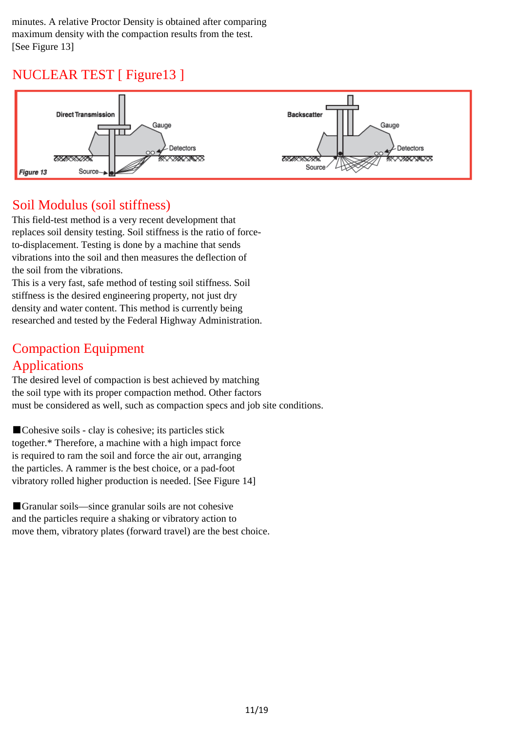minutes. A relative Proctor Density is obtained after comparing maximum density with the compaction results from the test. [See Figure 13]

## NUCLEAR TEST [ Figure13 ]

Direct Transmission Gauge Detectors Source

Backscatter Gauge Detectors Source

Figure 13

## Soil Modulus (soil stiffness)

This field-test method is a very recent development that replaces soil density testing. Soil stiffness is the ratio of force-to-displacement. Testing is done by a machine that sends vibrations into the soil and then measures the deflection of the soil from the vibrations.

This is a very fast, safe method of testing soil stiffness. Soil stiffness is the desired engineering property, not just dry density and water content. This method is currently being researched and tested by the Federal Highway Administration.

## Compaction Equipment Applications

The desired level of compaction is best achieved by matching the soil type with its proper compaction method. Other factors must be considered as well, such as compaction specs and job site conditions.

■Cohesive soils - clay is cohesive; its particles stick together.* Therefore, a machine with a high impact force is required to ram the soil and force the air out, arranging the particles. A rammer is the best choice, or a pad-foot vibratory rolled higher production is needed. [See Figure 14]

■Granular soils—since granular soils are not cohesive and the particles require a shaking or vibratory action to move them, vibratory plates (forward travel) are the best choice.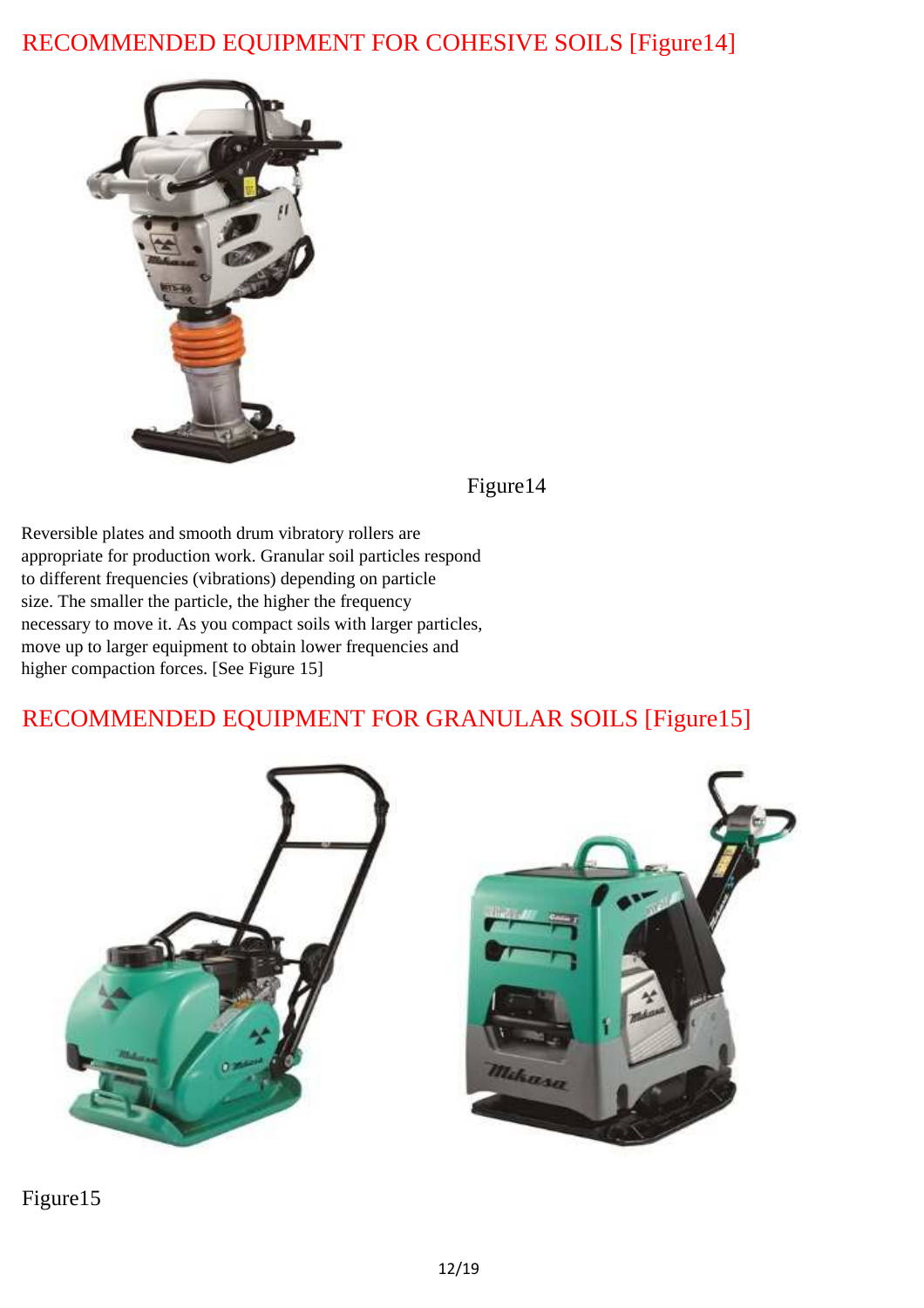## RECOMMENDED EQUIPMENT FOR COHESIVE SOILS [Figure14]

Figure14

Reversible plates and smooth drum vibratory rollers are appropriate for production work. Granular soil particles respond to different frequencies (vibrations) depending on particle size. The smaller the particle, the higher the frequency necessary to move it. As you compact soils with larger particles, move up to larger equipment to obtain lower frequencies and higher compaction forces. [See Figure 15]

## RECOMMENDED EQUIPMENT FOR GRANULAR SOILS [Figure15]

Figure15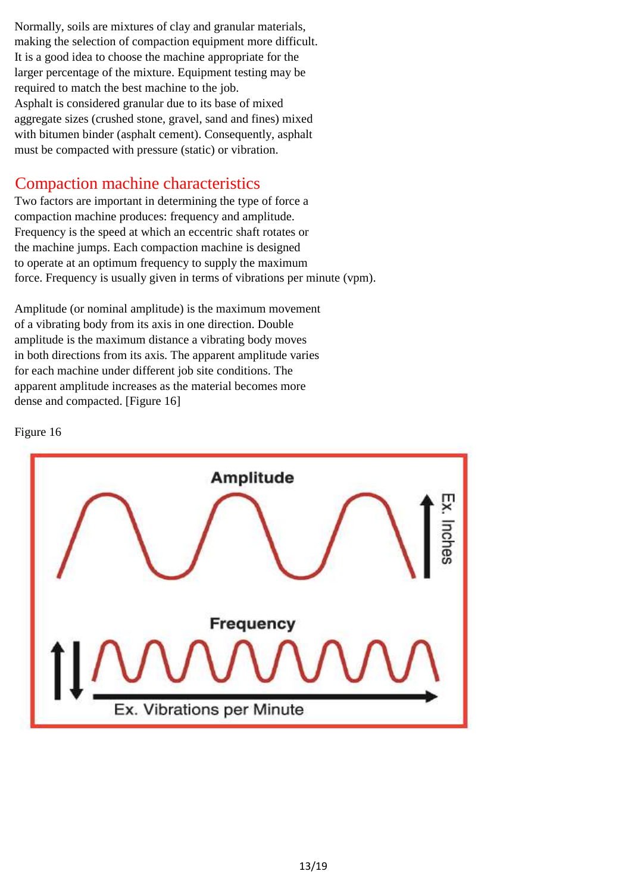Normally, soils are mixtures of clay and granular materials, making the selection of compaction equipment more difficult. It is a good idea to choose the machine appropriate for the larger percentage of the mixture. Equipment testing may be required to match the best machine to the job.

Asphalt is considered granular due to its base of mixed aggregate sizes (crushed stone, gravel, sand and fines) mixed with bitumen binder (asphalt cement). Consequently, asphalt must be compacted with pressure (static) or vibration.

## Compaction machine characteristics

Two factors are important in determining the type of force a compaction machine produces: frequency and amplitude. Frequency is the speed at which an eccentric shaft rotates or the machine jumps. Each compaction machine is designed to operate at an optimum frequency to supply the maximum force. Frequency is usually given in terms of vibrations per minute (vpm).

Amplitude (or nominal amplitude) is the maximum movement of a vibrating body from its axis in one direction. Double amplitude is the maximum distance a vibrating body moves in both directions from its axis. The apparent amplitude varies for each machine under different job site conditions. The apparent amplitude increases as the material becomes more dense and compacted. [Figure 16]

Figure 16

Amplitude

Ex. Inches

Frequency

Ex. Vibrations per Minute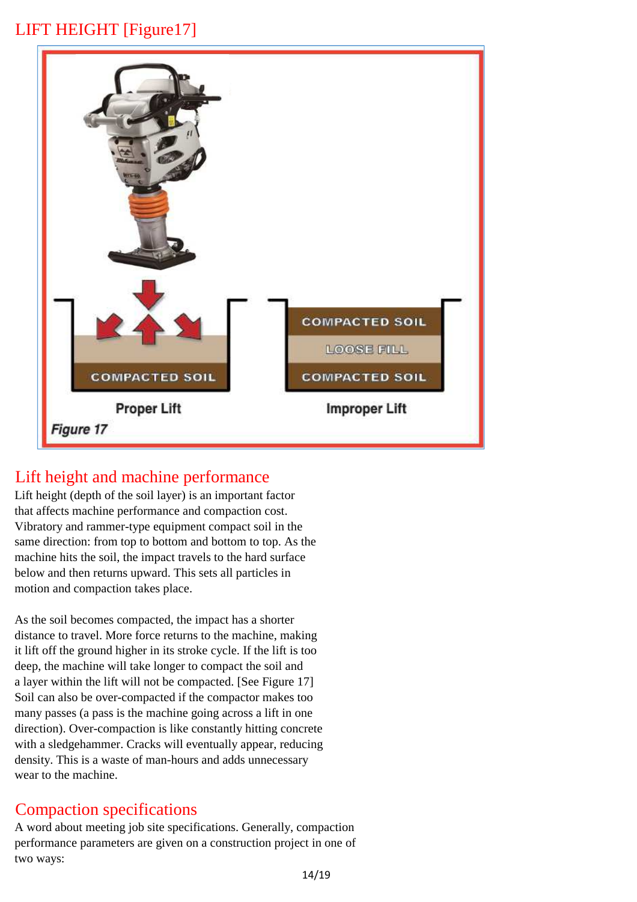# LIFT HEIGHT [Figure17]

COMPACTED SOIL

Proper Lift

COMPACTED SOIL

LOOSE FILL

COMPACTED SOIL

Improper Lift

*Figure 17*

## Lift height and machine performance

Lift height (depth of the soil layer) is an important factor that affects machine performance and compaction cost. Vibratory and rammer-type equipment compact soil in the same direction: from top to bottom and bottom to top. As the machine hits the soil, the impact travels to the hard surface below and then returns upward. This sets all particles in motion and compaction takes place.

As the soil becomes compacted, the impact has a shorter distance to travel. More force returns to the machine, making it lift off the ground higher in its stroke cycle. If the lift is too deep, the machine will take longer to compact the soil and a layer within the lift will not be compacted. [See Figure 17] Soil can also be over-compacted if the compactor makes too many passes (a pass is the machine going across a lift in one direction). Over-compaction is like constantly hitting concrete with a sledgehammer. Cracks will eventually appear, reducing density. This is a waste of man-hours and adds unnecessary wear to the machine.

## Compaction specifications

A word about meeting job site specifications. Generally, compaction performance parameters are given on a construction project in one of two ways: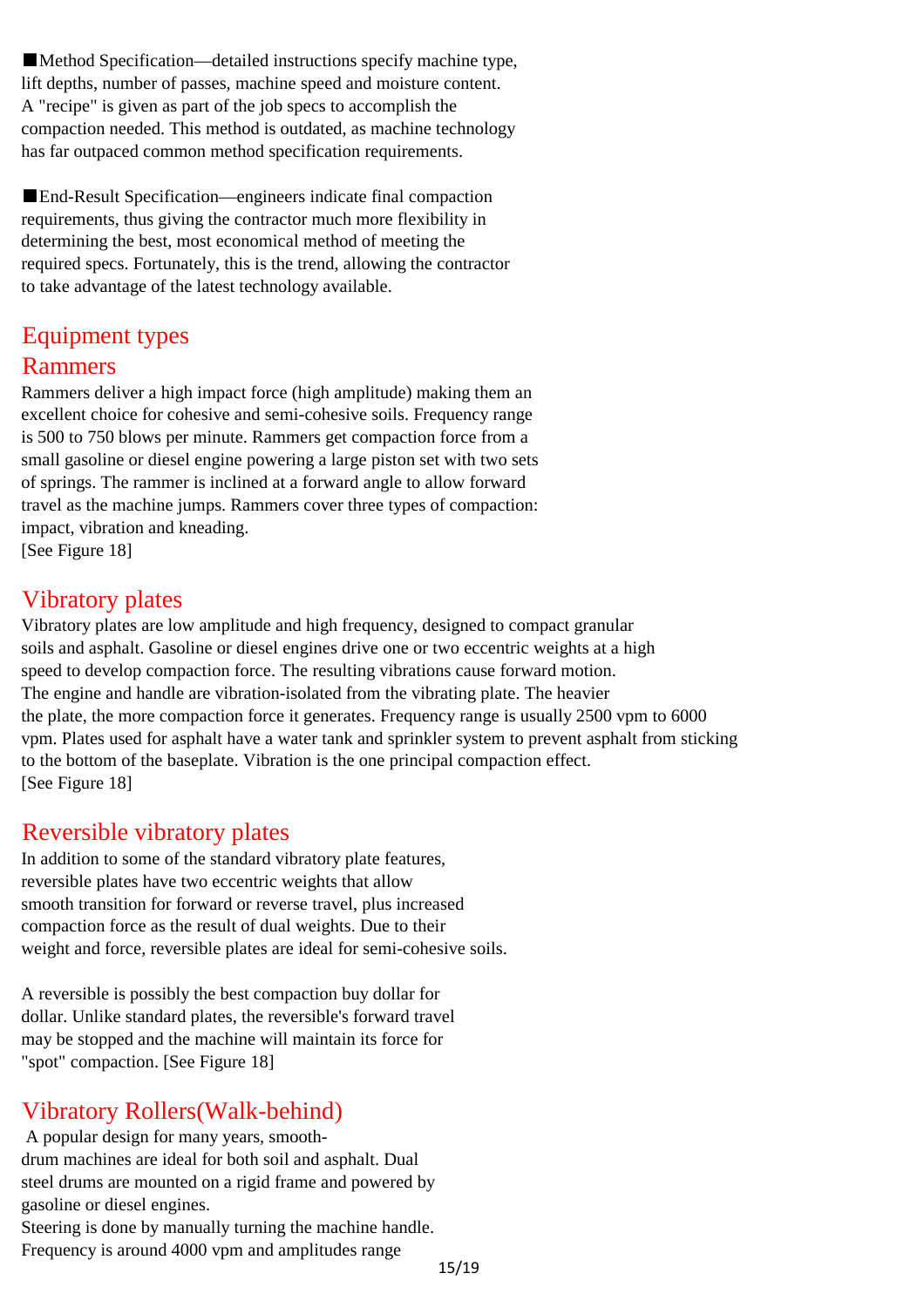■Method Specification—detailed instructions specify machine type, lift depths, number of passes, machine speed and moisture content. A "recipe" is given as part of the job specs to accomplish the compaction needed. This method is outdated, as machine technology has far outpaced common method specification requirements.

■End-Result Specification—engineers indicate final compaction requirements, thus giving the contractor much more flexibility in determining the best, most economical method of meeting the required specs. Fortunately, this is the trend, allowing the contractor to take advantage of the latest technology available.

## Equipment types

### Rammers

Rammers deliver a high impact force (high amplitude) making them an excellent choice for cohesive and semi-cohesive soils. Frequency range is 500 to 750 blows per minute. Rammers get compaction force from a small gasoline or diesel engine powering a large piston set with two sets of springs. The rammer is inclined at a forward angle to allow forward travel as the machine jumps. Rammers cover three types of compaction: impact, vibration and kneading.
[See Figure 18]

### Vibratory plates

Vibratory plates are low amplitude and high frequency, designed to compact granular soils and asphalt. Gasoline or diesel engines drive one or two eccentric weights at a high speed to develop compaction force. The resulting vibrations cause forward motion. The engine and handle are vibration-isolated from the vibrating plate. The heavier the plate, the more compaction force it generates. Frequency range is usually 2500 vpm to 6000 vpm. Plates used for asphalt have a water tank and sprinkler system to prevent asphalt from sticking to the bottom of the baseplate. Vibration is the one principal compaction effect.
[See Figure 18]

### Reversible vibratory plates

In addition to some of the standard vibratory plate features, reversible plates have two eccentric weights that allow smooth transition for forward or reverse travel, plus increased compaction force as the result of dual weights. Due to their weight and force, reversible plates are ideal for semi-cohesive soils.

A reversible is possibly the best compaction buy dollar for dollar. Unlike standard plates, the reversible's forward travel may be stopped and the machine will maintain its force for "spot" compaction. [See Figure 18]

### Vibratory Rollers(Walk-behind)

A popular design for many years, smooth-drum machines are ideal for both soil and asphalt. Dual steel drums are mounted on a rigid frame and powered by gasoline or diesel engines.
Steering is done by manually turning the machine handle.
Frequency is around 4000 vpm and amplitudes range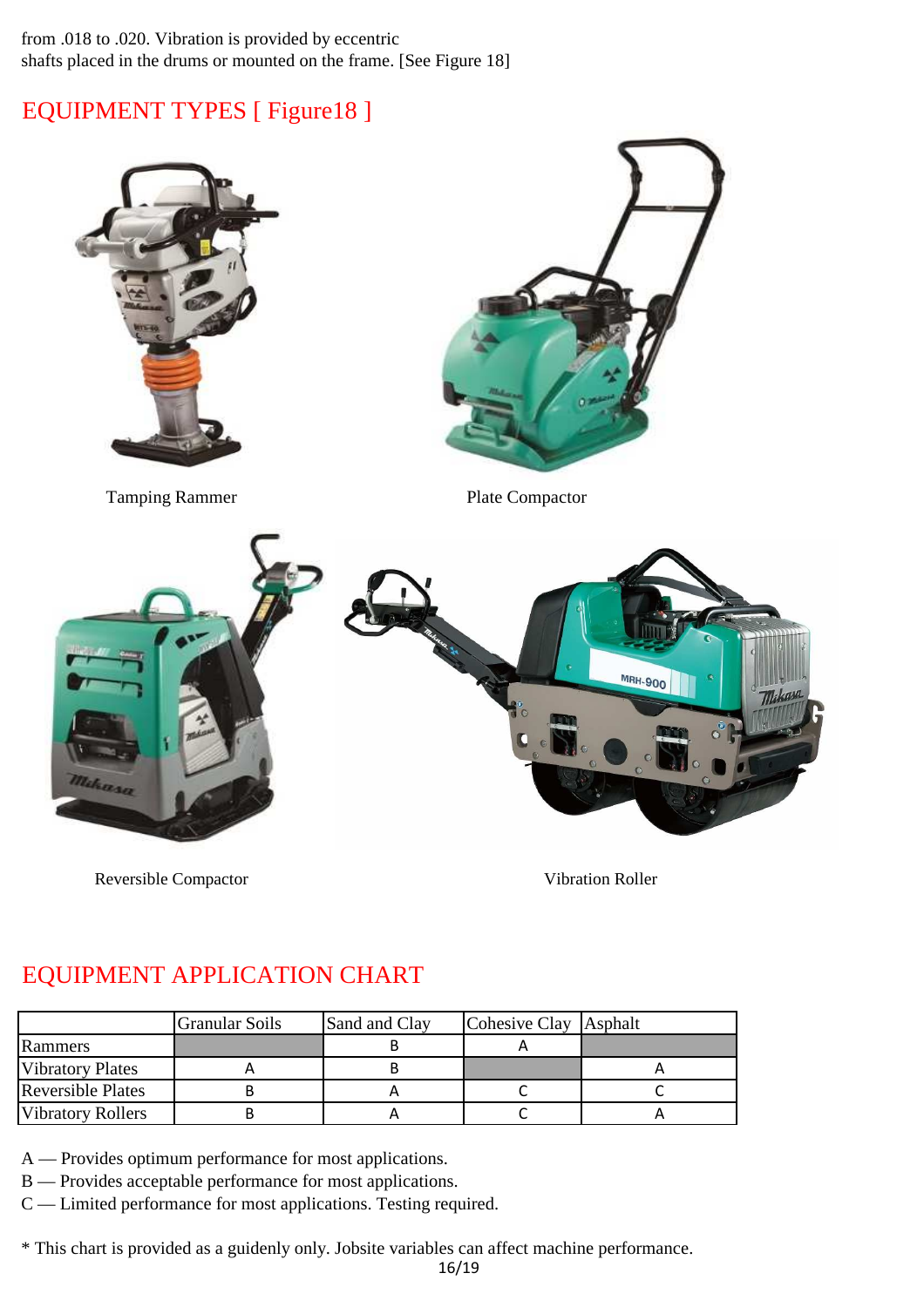from .018 to .020. Vibration is provided by eccentric shafts placed in the drums or mounted on the frame. [See Figure 18]

## EQUIPMENT TYPES [ Figure18 ]

Tamping Rammer

Plate Compactor

Reversible Compactor

Vibration Roller

## EQUIPMENT APPLICATION CHART

| | Granular Soils | Sand and Clay | Cohesive Clay | Asphalt |
|---|---|---|---|---|
| Rammers | | B | A | |
| Vibratory Plates | A | B | | A |
| Reversible Plates | B | A | C | C |
| Vibratory Rollers | B | A | C | A |

A — Provides optimum performance for most applications.
B — Provides acceptable performance for most applications.
C — Limited performance for most applications. Testing required.

* This chart is provided as a guidenly only. Jobsite variables can affect machine performance.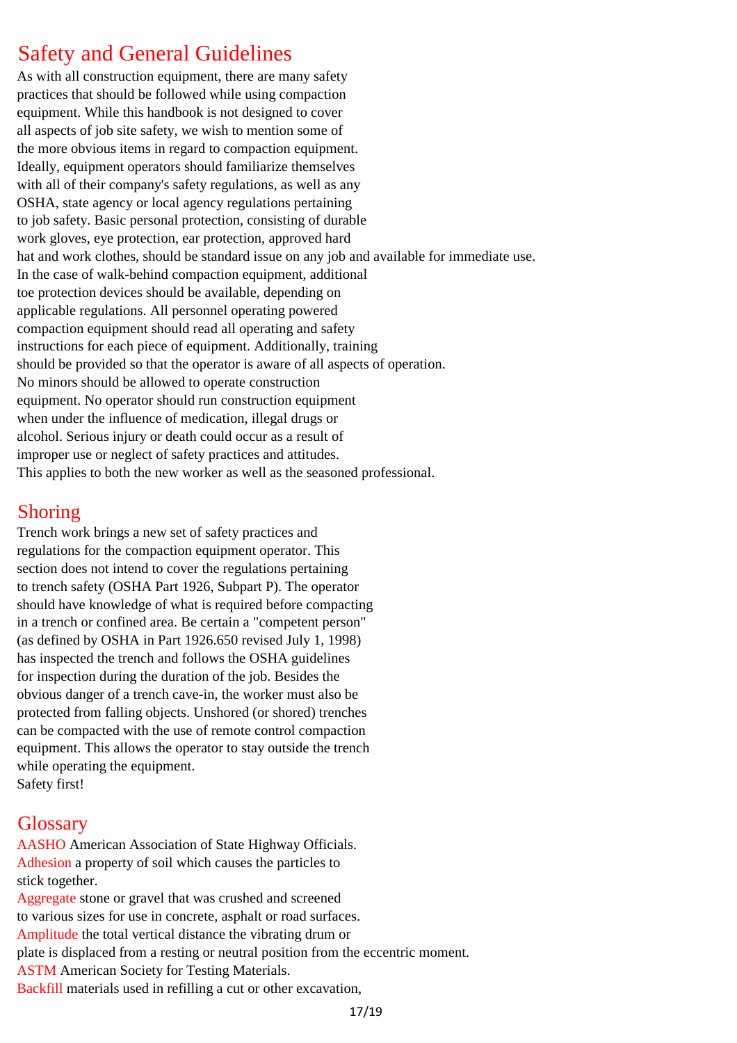## Safety and General Guidelines

As with all construction equipment, there are many safety practices that should be followed while using compaction equipment. While this handbook is not designed to cover all aspects of job site safety, we wish to mention some of the more obvious items in regard to compaction equipment. Ideally, equipment operators should familiarize themselves with all of their company's safety regulations, as well as any OSHA, state agency or local agency regulations pertaining to job safety. Basic personal protection, consisting of durable work gloves, eye protection, ear protection, approved hard hat and work clothes, should be standard issue on any job and available for immediate use. In the case of walk-behind compaction equipment, additional toe protection devices should be available, depending on applicable regulations. All personnel operating powered compaction equipment should read all operating and safety instructions for each piece of equipment. Additionally, training should be provided so that the operator is aware of all aspects of operation. No minors should be allowed to operate construction equipment. No operator should run construction equipment when under the influence of medication, illegal drugs or alcohol. Serious injury or death could occur as a result of improper use or neglect of safety practices and attitudes. This applies to both the new worker as well as the seasoned professional.

## Shoring

Trench work brings a new set of safety practices and regulations for the compaction equipment operator. This section does not intend to cover the regulations pertaining to trench safety (OSHA Part 1926, Subpart P). The operator should have knowledge of what is required before compacting in a trench or confined area. Be certain a "competent person" (as defined by OSHA in Part 1926.650 revised July 1, 1998) has inspected the trench and follows the OSHA guidelines for inspection during the duration of the job. Besides the obvious danger of a trench cave-in, the worker must also be protected from falling objects. Unshored (or shored) trenches can be compacted with the use of remote control compaction equipment. This allows the operator to stay outside the trench while operating the equipment.
Safety first!

## Glossary

**AASHO** American Association of State Highway Officials.
**Adhesion** a property of soil which causes the particles to stick together.
**Aggregate** stone or gravel that was crushed and screened to various sizes for use in concrete, asphalt or road surfaces.
**Amplitude** the total vertical distance the vibrating drum or plate is displaced from a resting or neutral position from the eccentric moment.
**ASTM** American Society for Testing Materials.
**Backfill** materials used in refilling a cut or other excavation,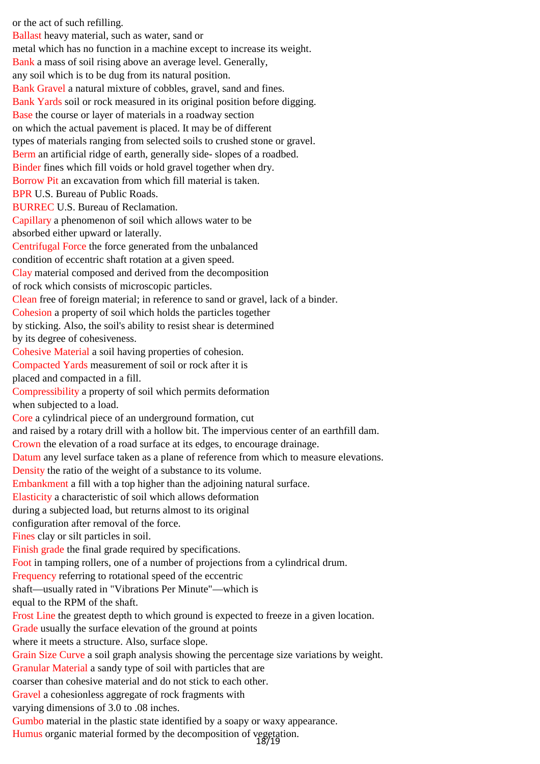or the act of such refilling.

**Ballast** heavy material, such as water, sand or metal which has no function in a machine except to increase its weight.

**Bank** a mass of soil rising above an average level. Generally, any soil which is to be dug from its natural position.

**Bank Gravel** a natural mixture of cobbles, gravel, sand and fines.

**Bank Yards** soil or rock measured in its original position before digging.

**Base** the course or layer of materials in a roadway section on which the actual pavement is placed. It may be of different types of materials ranging from selected soils to crushed stone or gravel.

**Berm** an artificial ridge of earth, generally side- slopes of a roadbed.

**Binder** fines which fill voids or hold gravel together when dry.

**Borrow Pit** an excavation from which fill material is taken.

**BPR** U.S. Bureau of Public Roads.

**BURREC** U.S. Bureau of Reclamation.

**Capillary** a phenomenon of soil which allows water to be absorbed either upward or laterally.

**Centrifugal Force** the force generated from the unbalanced condition of eccentric shaft rotation at a given speed.

**Clay** material composed and derived from the decomposition of rock which consists of microscopic particles.

**Clean** free of foreign material; in reference to sand or gravel, lack of a binder.

**Cohesion** a property of soil which holds the particles together by sticking. Also, the soil's ability to resist shear is determined by its degree of cohesiveness.

**Cohesive Material** a soil having properties of cohesion.

**Compacted Yards** measurement of soil or rock after it is placed and compacted in a fill.

**Compressibility** a property of soil which permits deformation when subjected to a load.

**Core** a cylindrical piece of an underground formation, cut and raised by a rotary drill with a hollow bit. The impervious center of an earthfill dam.

**Crown** the elevation of a road surface at its edges, to encourage drainage.

**Datum** any level surface taken as a plane of reference from which to measure elevations.

**Density** the ratio of the weight of a substance to its volume.

**Embankment** a fill with a top higher than the adjoining natural surface.

**Elasticity** a characteristic of soil which allows deformation during a subjected load, but returns almost to its original configuration after removal of the force.

**Fines** clay or silt particles in soil.

**Finish grade** the final grade required by specifications.

**Foot** in tamping rollers, one of a number of projections from a cylindrical drum.

**Frequency** referring to rotational speed of the eccentric shaft—usually rated in "Vibrations Per Minute"—which is equal to the RPM of the shaft.

**Frost Line** the greatest depth to which ground is expected to freeze in a given location.

**Grade** usually the surface elevation of the ground at points where it meets a structure. Also, surface slope.

**Grain Size Curve** a soil graph analysis showing the percentage size variations by weight.

**Granular Material** a sandy type of soil with particles that are coarser than cohesive material and do not stick to each other.

**Gravel** a cohesionless aggregate of rock fragments with varying dimensions of 3.0 to .08 inches.

**Gumbo** material in the plastic state identified by a soapy or waxy appearance.

**Humus** organic material formed by the decomposition of vegetation.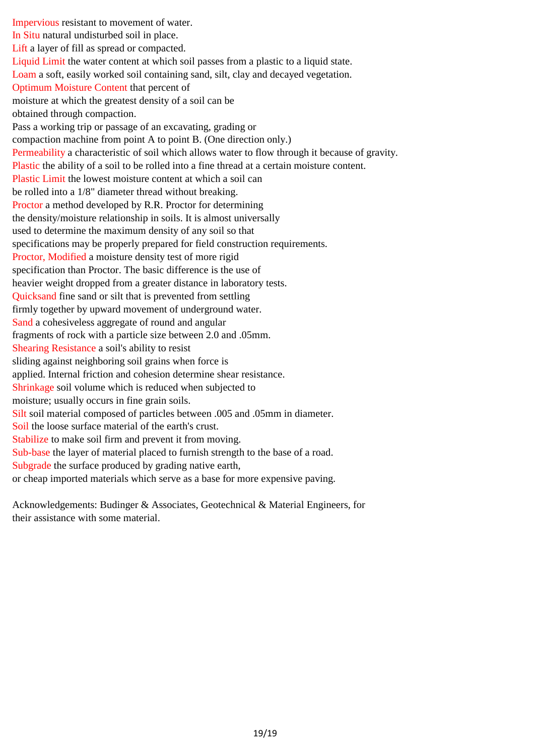Impervious resistant to movement of water.
In Situ natural undisturbed soil in place.
Lift a layer of fill as spread or compacted.
Liquid Limit the water content at which soil passes from a plastic to a liquid state.
Loam a soft, easily worked soil containing sand, silt, clay and decayed vegetation.
Optimum Moisture Content that percent of moisture at which the greatest density of a soil can be obtained through compaction.
Pass a working trip or passage of an excavating, grading or compaction machine from point A to point B. (One direction only.)
Permeability a characteristic of soil which allows water to flow through it because of gravity.
Plastic the ability of a soil to be rolled into a fine thread at a certain moisture content.
Plastic Limit the lowest moisture content at which a soil can be rolled into a 1/8" diameter thread without breaking.
Proctor a method developed by R.R. Proctor for determining the density/moisture relationship in soils. It is almost universally used to determine the maximum density of any soil so that specifications may be properly prepared for field construction requirements.
Proctor, Modified a moisture density test of more rigid specification than Proctor. The basic difference is the use of heavier weight dropped from a greater distance in laboratory tests.
Quicksand fine sand or silt that is prevented from settling firmly together by upward movement of underground water.
Sand a cohesiveless aggregate of round and angular fragments of rock with a particle size between 2.0 and .05mm.
Shearing Resistance a soil's ability to resist sliding against neighboring soil grains when force is applied. Internal friction and cohesion determine shear resistance.
Shrinkage soil volume which is reduced when subjected to moisture; usually occurs in fine grain soils.
Silt soil material composed of particles between .005 and .05mm in diameter.
Soil the loose surface material of the earth's crust.
Stabilize to make soil firm and prevent it from moving.
Sub-base the layer of material placed to furnish strength to the base of a road.
Subgrade the surface produced by grading native earth, or cheap imported materials which serve as a base for more expensive paving.

Acknowledgements: Budinger & Associates, Geotechnical & Material Engineers, for their assistance with some material.